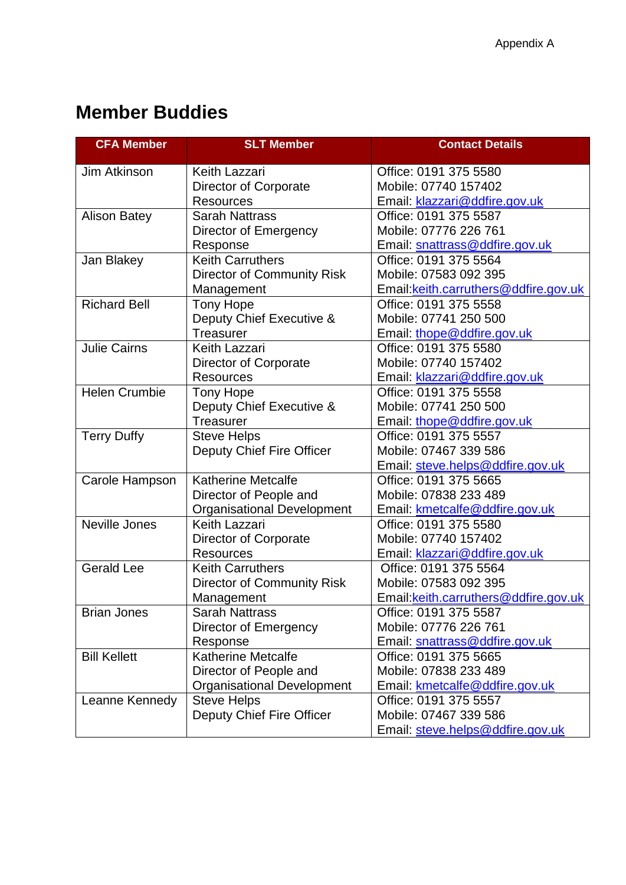Appendix A

# Member Buddies

| CFA Member | SLT Member | Contact Details |
|---|---|---|
| Jim Atkinson | Keith Lazzari<br>Director of Corporate Resources | Office: 0191 375 5580<br>Mobile: 07740 157402<br>Email: klazzari@ddfire.gov.uk |
| Alison Batey | Sarah Nattrass<br>Director of Emergency Response | Office: 0191 375 5587<br>Mobile: 07776 226 761<br>Email: snattrass@ddfire.gov.uk |
| Jan Blakey | Keith Carruthers<br>Director of Community Risk Management | Office: 0191 375 5564<br>Mobile: 07583 092 395<br>Email:keith.carruthers@ddfire.gov.uk |
| Richard Bell | Tony Hope<br>Deputy Chief Executive & Treasurer | Office: 0191 375 5558<br>Mobile: 07741 250 500<br>Email: thope@ddfire.gov.uk |
| Julie Cairns | Keith Lazzari<br>Director of Corporate Resources | Office: 0191 375 5580<br>Mobile: 07740 157402<br>Email: klazzari@ddfire.gov.uk |
| Helen Crumbie | Tony Hope<br>Deputy Chief Executive & Treasurer | Office: 0191 375 5558<br>Mobile: 07741 250 500<br>Email: thope@ddfire.gov.uk |
| Terry Duffy | Steve Helps<br>Deputy Chief Fire Officer | Office: 0191 375 5557<br>Mobile: 07467 339 586<br>Email: steve.helps@ddfire.gov.uk |
| Carole Hampson | Katherine Metcalfe<br>Director of People and Organisational Development | Office: 0191 375 5665<br>Mobile: 07838 233 489<br>Email: kmetcalfe@ddfire.gov.uk |
| Neville Jones | Keith Lazzari<br>Director of Corporate Resources | Office: 0191 375 5580<br>Mobile: 07740 157402<br>Email: klazzari@ddfire.gov.uk |
| Gerald Lee | Keith Carruthers<br>Director of Community Risk Management | Office: 0191 375 5564<br>Mobile: 07583 092 395<br>Email:keith.carruthers@ddfire.gov.uk |
| Brian Jones | Sarah Nattrass<br>Director of Emergency Response | Office: 0191 375 5587<br>Mobile: 07776 226 761<br>Email: snattrass@ddfire.gov.uk |
| Bill Kellett | Katherine Metcalfe<br>Director of People and Organisational Development | Office: 0191 375 5665<br>Mobile: 07838 233 489<br>Email: kmetcalfe@ddfire.gov.uk |
| Leanne Kennedy | Steve Helps<br>Deputy Chief Fire Officer | Office: 0191 375 5557<br>Mobile: 07467 339 586<br>Email: steve.helps@ddfire.gov.uk |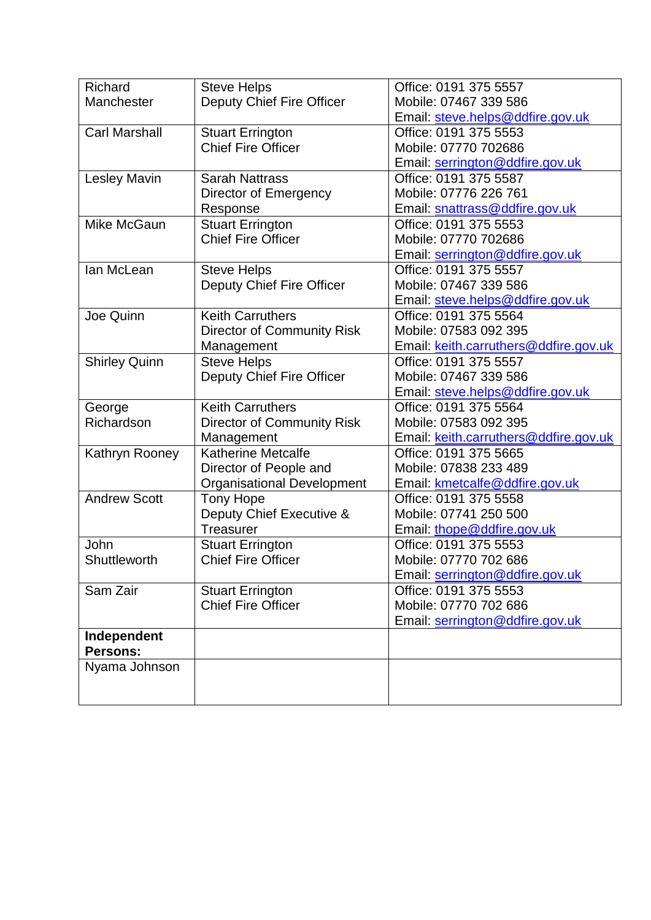| | | |
|---|---|---|
| Richard Manchester | Steve Helps<br>Deputy Chief Fire Officer | Office: 0191 375 5557<br>Mobile: 07467 339 586<br>Email: steve.helps@ddfire.gov.uk |
| Carl Marshall | Stuart Errington<br>Chief Fire Officer | Office: 0191 375 5553<br>Mobile: 07770 702686<br>Email: serrington@ddfire.gov.uk |
| Lesley Mavin | Sarah Nattrass<br>Director of Emergency Response | Office: 0191 375 5587<br>Mobile: 07776 226 761<br>Email: snattrass@ddfire.gov.uk |
| Mike McGaun | Stuart Errington<br>Chief Fire Officer | Office: 0191 375 5553<br>Mobile: 07770 702686<br>Email: serrington@ddfire.gov.uk |
| Ian McLean | Steve Helps<br>Deputy Chief Fire Officer | Office: 0191 375 5557<br>Mobile: 07467 339 586<br>Email: steve.helps@ddfire.gov.uk |
| Joe Quinn | Keith Carruthers<br>Director of Community Risk Management | Office: 0191 375 5564<br>Mobile: 07583 092 395<br>Email: keith.carruthers@ddfire.gov.uk |
| Shirley Quinn | Steve Helps<br>Deputy Chief Fire Officer | Office: 0191 375 5557<br>Mobile: 07467 339 586<br>Email: steve.helps@ddfire.gov.uk |
| George Richardson | Keith Carruthers<br>Director of Community Risk Management | Office: 0191 375 5564<br>Mobile: 07583 092 395<br>Email: keith.carruthers@ddfire.gov.uk |
| Kathryn Rooney | Katherine Metcalfe<br>Director of People and Organisational Development | Office: 0191 375 5665<br>Mobile: 07838 233 489<br>Email: kmetcalfe@ddfire.gov.uk |
| Andrew Scott | Tony Hope<br>Deputy Chief Executive & Treasurer | Office: 0191 375 5558<br>Mobile: 07741 250 500<br>Email: thope@ddfire.gov.uk |
| John Shuttleworth | Stuart Errington<br>Chief Fire Officer | Office: 0191 375 5553<br>Mobile: 07770 702 686<br>Email: serrington@ddfire.gov.uk |
| Sam Zair | Stuart Errington<br>Chief Fire Officer | Office: 0191 375 5553<br>Mobile: 07770 702 686<br>Email: serrington@ddfire.gov.uk |
| **Independent Persons:** | | |
| Nyama Johnson | | |